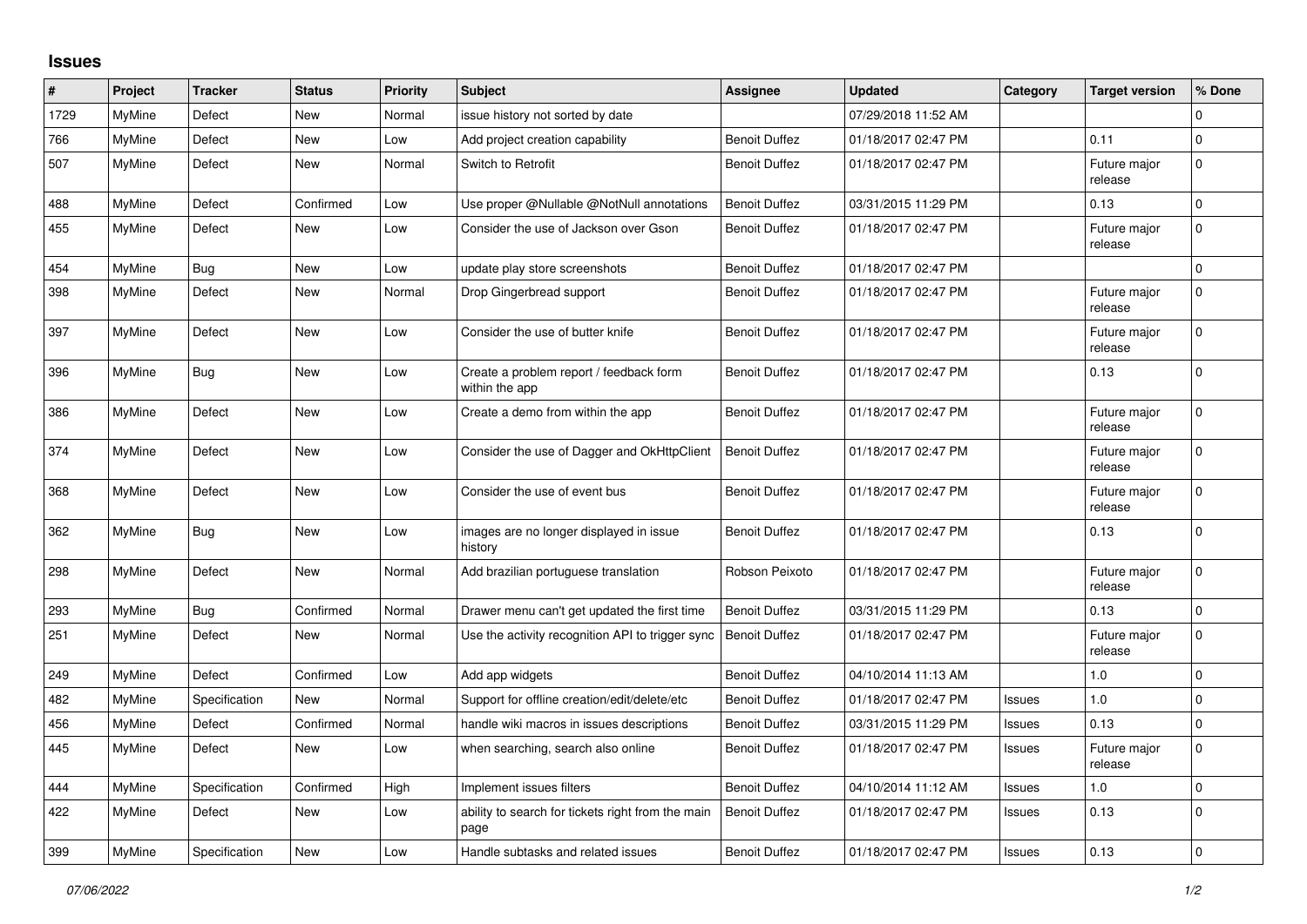## Issues

| # | Project | Tracker | Status | Priority | Subject | Assignee | Updated | Category | Target version | % Done |
|---|---|---|---|---|---|---|---|---|---|---|
| 1729 | MyMine | Defect | New | Normal | issue history not sorted by date | | 07/29/2018 11:52 AM | | | 0 |
| 766 | MyMine | Defect | New | Low | Add project creation capability | Benoit Duffez | 01/18/2017 02:47 PM | | 0.11 | 0 |
| 507 | MyMine | Defect | New | Normal | Switch to Retrofit | Benoit Duffez | 01/18/2017 02:47 PM | | Future major release | 0 |
| 488 | MyMine | Defect | Confirmed | Low | Use proper @Nullable @NotNull annotations | Benoit Duffez | 03/31/2015 11:29 PM | | 0.13 | 0 |
| 455 | MyMine | Defect | New | Low | Consider the use of Jackson over Gson | Benoit Duffez | 01/18/2017 02:47 PM | | Future major release | 0 |
| 454 | MyMine | Bug | New | Low | update play store screenshots | Benoit Duffez | 01/18/2017 02:47 PM | | | 0 |
| 398 | MyMine | Defect | New | Normal | Drop Gingerbread support | Benoit Duffez | 01/18/2017 02:47 PM | | Future major release | 0 |
| 397 | MyMine | Defect | New | Low | Consider the use of butter knife | Benoit Duffez | 01/18/2017 02:47 PM | | Future major release | 0 |
| 396 | MyMine | Bug | New | Low | Create a problem report / feedback form within the app | Benoit Duffez | 01/18/2017 02:47 PM | | 0.13 | 0 |
| 386 | MyMine | Defect | New | Low | Create a demo from within the app | Benoit Duffez | 01/18/2017 02:47 PM | | Future major release | 0 |
| 374 | MyMine | Defect | New | Low | Consider the use of Dagger and OkHttpClient | Benoit Duffez | 01/18/2017 02:47 PM | | Future major release | 0 |
| 368 | MyMine | Defect | New | Low | Consider the use of event bus | Benoit Duffez | 01/18/2017 02:47 PM | | Future major release | 0 |
| 362 | MyMine | Bug | New | Low | images are no longer displayed in issue history | Benoit Duffez | 01/18/2017 02:47 PM | | 0.13 | 0 |
| 298 | MyMine | Defect | New | Normal | Add brazilian portuguese translation | Robson Peixoto | 01/18/2017 02:47 PM | | Future major release | 0 |
| 293 | MyMine | Bug | Confirmed | Normal | Drawer menu can't get updated the first time | Benoit Duffez | 03/31/2015 11:29 PM | | 0.13 | 0 |
| 251 | MyMine | Defect | New | Normal | Use the activity recognition API to trigger sync | Benoit Duffez | 01/18/2017 02:47 PM | | Future major release | 0 |
| 249 | MyMine | Defect | Confirmed | Low | Add app widgets | Benoit Duffez | 04/10/2014 11:13 AM | | 1.0 | 0 |
| 482 | MyMine | Specification | New | Normal | Support for offline creation/edit/delete/etc | Benoit Duffez | 01/18/2017 02:47 PM | Issues | 1.0 | 0 |
| 456 | MyMine | Defect | Confirmed | Normal | handle wiki macros in issues descriptions | Benoit Duffez | 03/31/2015 11:29 PM | Issues | 0.13 | 0 |
| 445 | MyMine | Defect | New | Low | when searching, search also online | Benoit Duffez | 01/18/2017 02:47 PM | Issues | Future major release | 0 |
| 444 | MyMine | Specification | Confirmed | High | Implement issues filters | Benoit Duffez | 04/10/2014 11:12 AM | Issues | 1.0 | 0 |
| 422 | MyMine | Defect | New | Low | ability to search for tickets right from the main page | Benoit Duffez | 01/18/2017 02:47 PM | Issues | 0.13 | 0 |
| 399 | MyMine | Specification | New | Low | Handle subtasks and related issues | Benoit Duffez | 01/18/2017 02:47 PM | Issues | 0.13 | 0 |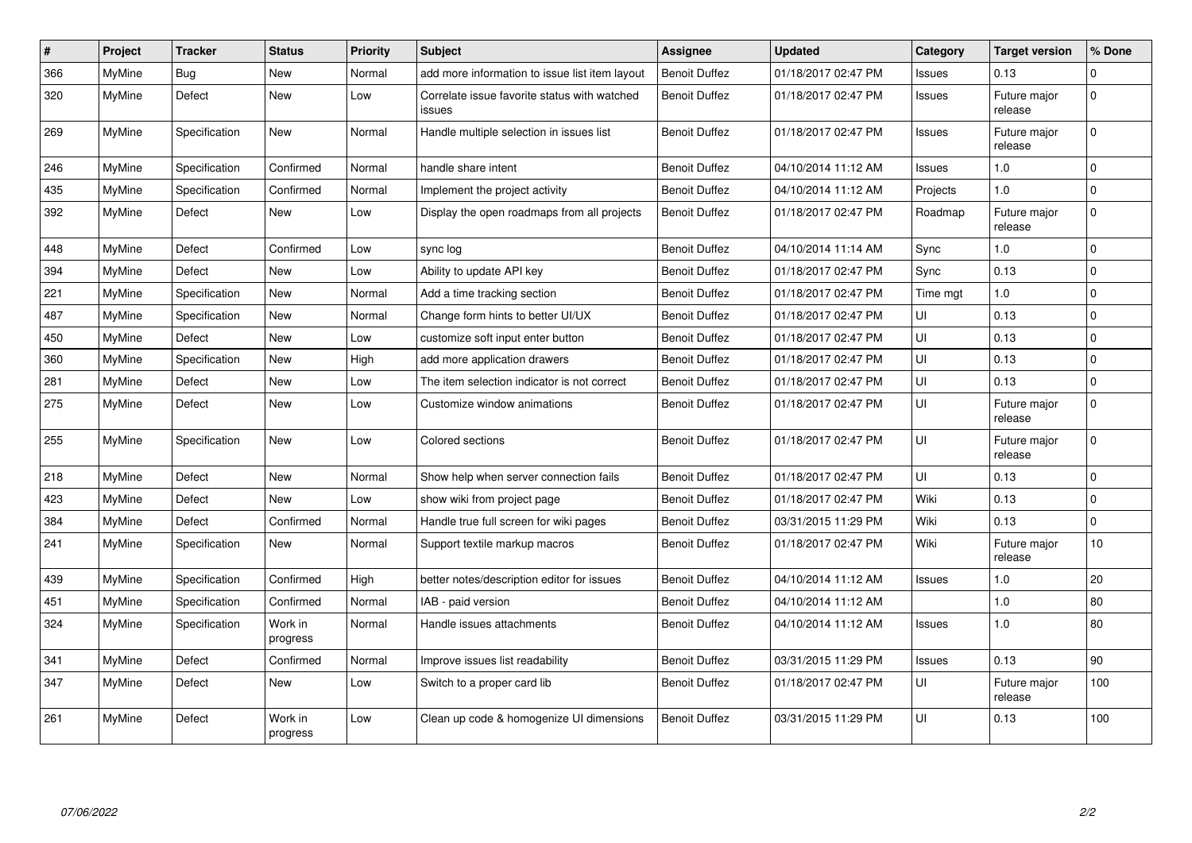| # | Project | Tracker | Status | Priority | Subject | Assignee | Updated | Category | Target version | % Done |
|---|---|---|---|---|---|---|---|---|---|---|
| 366 | MyMine | Bug | New | Normal | add more information to issue list item layout | Benoit Duffez | 01/18/2017 02:47 PM | Issues | 0.13 | 0 |
| 320 | MyMine | Defect | New | Low | Correlate issue favorite status with watched issues | Benoit Duffez | 01/18/2017 02:47 PM | Issues | Future major release | 0 |
| 269 | MyMine | Specification | New | Normal | Handle multiple selection in issues list | Benoit Duffez | 01/18/2017 02:47 PM | Issues | Future major release | 0 |
| 246 | MyMine | Specification | Confirmed | Normal | handle share intent | Benoit Duffez | 04/10/2014 11:12 AM | Issues | 1.0 | 0 |
| 435 | MyMine | Specification | Confirmed | Normal | Implement the project activity | Benoit Duffez | 04/10/2014 11:12 AM | Projects | 1.0 | 0 |
| 392 | MyMine | Defect | New | Low | Display the open roadmaps from all projects | Benoit Duffez | 01/18/2017 02:47 PM | Roadmap | Future major release | 0 |
| 448 | MyMine | Defect | Confirmed | Low | sync log | Benoit Duffez | 04/10/2014 11:14 AM | Sync | 1.0 | 0 |
| 394 | MyMine | Defect | New | Low | Ability to update API key | Benoit Duffez | 01/18/2017 02:47 PM | Sync | 0.13 | 0 |
| 221 | MyMine | Specification | New | Normal | Add a time tracking section | Benoit Duffez | 01/18/2017 02:47 PM | Time mgt | 1.0 | 0 |
| 487 | MyMine | Specification | New | Normal | Change form hints to better UI/UX | Benoit Duffez | 01/18/2017 02:47 PM | UI | 0.13 | 0 |
| 450 | MyMine | Defect | New | Low | customize soft input enter button | Benoit Duffez | 01/18/2017 02:47 PM | UI | 0.13 | 0 |
| 360 | MyMine | Specification | New | High | add more application drawers | Benoit Duffez | 01/18/2017 02:47 PM | UI | 0.13 | 0 |
| 281 | MyMine | Defect | New | Low | The item selection indicator is not correct | Benoit Duffez | 01/18/2017 02:47 PM | UI | 0.13 | 0 |
| 275 | MyMine | Defect | New | Low | Customize window animations | Benoit Duffez | 01/18/2017 02:47 PM | UI | Future major release | 0 |
| 255 | MyMine | Specification | New | Low | Colored sections | Benoit Duffez | 01/18/2017 02:47 PM | UI | Future major release | 0 |
| 218 | MyMine | Defect | New | Normal | Show help when server connection fails | Benoit Duffez | 01/18/2017 02:47 PM | UI | 0.13 | 0 |
| 423 | MyMine | Defect | New | Low | show wiki from project page | Benoit Duffez | 01/18/2017 02:47 PM | Wiki | 0.13 | 0 |
| 384 | MyMine | Defect | Confirmed | Normal | Handle true full screen for wiki pages | Benoit Duffez | 03/31/2015 11:29 PM | Wiki | 0.13 | 0 |
| 241 | MyMine | Specification | New | Normal | Support textile markup macros | Benoit Duffez | 01/18/2017 02:47 PM | Wiki | Future major release | 10 |
| 439 | MyMine | Specification | Confirmed | High | better notes/description editor for issues | Benoit Duffez | 04/10/2014 11:12 AM | Issues | 1.0 | 20 |
| 451 | MyMine | Specification | Confirmed | Normal | IAB - paid version | Benoit Duffez | 04/10/2014 11:12 AM | | 1.0 | 80 |
| 324 | MyMine | Specification | Work in progress | Normal | Handle issues attachments | Benoit Duffez | 04/10/2014 11:12 AM | Issues | 1.0 | 80 |
| 341 | MyMine | Defect | Confirmed | Normal | Improve issues list readability | Benoit Duffez | 03/31/2015 11:29 PM | Issues | 0.13 | 90 |
| 347 | MyMine | Defect | New | Low | Switch to a proper card lib | Benoit Duffez | 01/18/2017 02:47 PM | UI | Future major release | 100 |
| 261 | MyMine | Defect | Work in progress | Low | Clean up code & homogenize UI dimensions | Benoit Duffez | 03/31/2015 11:29 PM | UI | 0.13 | 100 |